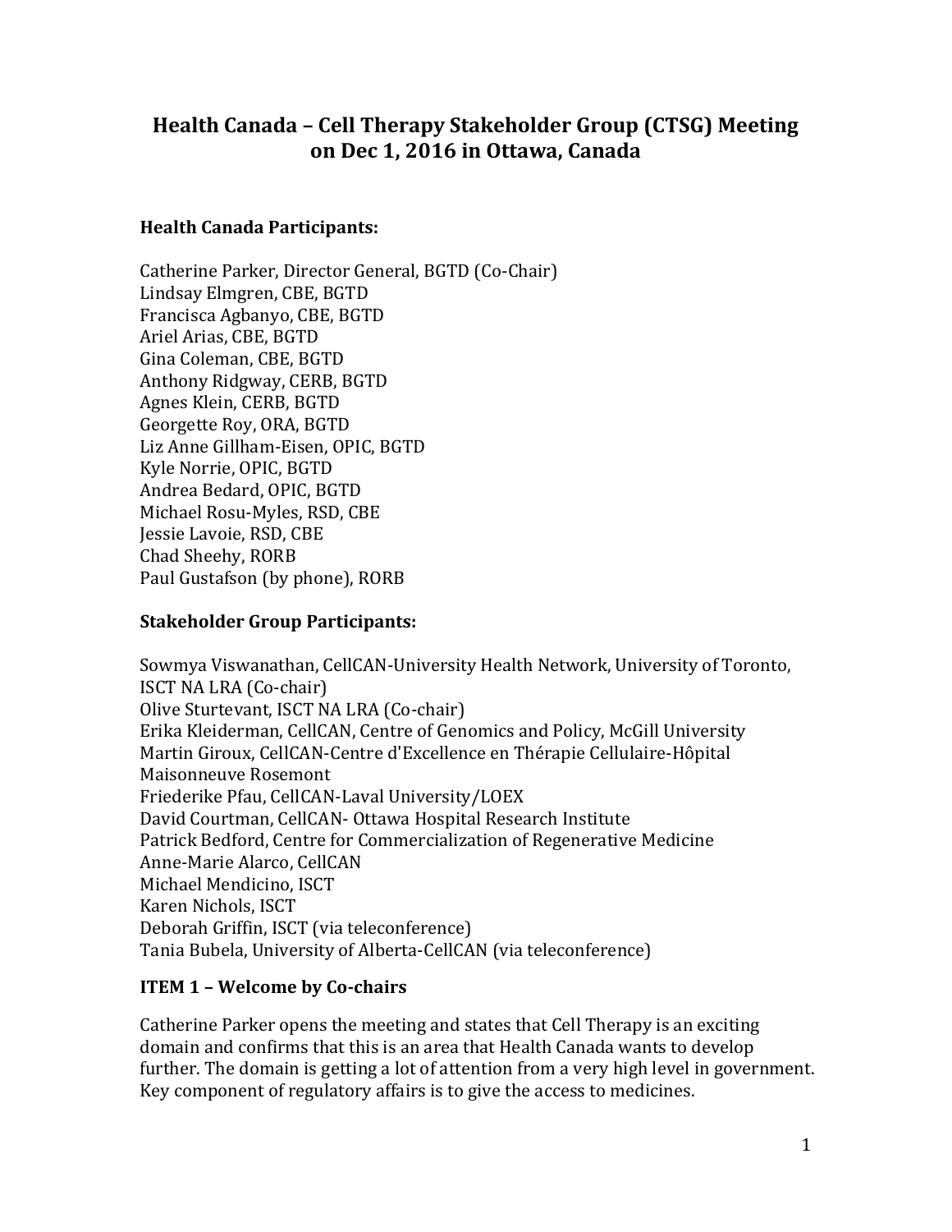# Health Canada – Cell Therapy Stakeholder Group (CTSG) Meeting on Dec 1, 2016 in Ottawa, Canada

### Health Canada Participants:

Catherine Parker, Director General, BGTD (Co-Chair)
Lindsay Elmgren, CBE, BGTD
Francisca Agbanyo, CBE, BGTD
Ariel Arias, CBE, BGTD
Gina Coleman, CBE, BGTD
Anthony Ridgway, CERB, BGTD
Agnes Klein, CERB, BGTD
Georgette Roy, ORA, BGTD
Liz Anne Gillham-Eisen, OPIC, BGTD
Kyle Norrie, OPIC, BGTD
Andrea Bedard, OPIC, BGTD
Michael Rosu-Myles, RSD, CBE
Jessie Lavoie, RSD, CBE
Chad Sheehy, RORB
Paul Gustafson (by phone), RORB

### Stakeholder Group Participants:

Sowmya Viswanathan, CellCAN-University Health Network, University of Toronto, ISCT NA LRA (Co-chair)
Olive Sturtevant, ISCT NA LRA (Co-chair)
Erika Kleiderman, CellCAN, Centre of Genomics and Policy, McGill University
Martin Giroux, CellCAN-Centre d'Excellence en Thérapie Cellulaire-Hôpital Maisonneuve Rosemont
Friederike Pfau, CellCAN-Laval University/LOEX
David Courtman, CellCAN- Ottawa Hospital Research Institute
Patrick Bedford, Centre for Commercialization of Regenerative Medicine
Anne-Marie Alarco, CellCAN
Michael Mendicino, ISCT
Karen Nichols, ISCT
Deborah Griffin, ISCT (via teleconference)
Tania Bubela, University of Alberta-CellCAN (via teleconference)

### ITEM 1 – Welcome by Co-chairs

Catherine Parker opens the meeting and states that Cell Therapy is an exciting domain and confirms that this is an area that Health Canada wants to develop further. The domain is getting a lot of attention from a very high level in government. Key component of regulatory affairs is to give the access to medicines.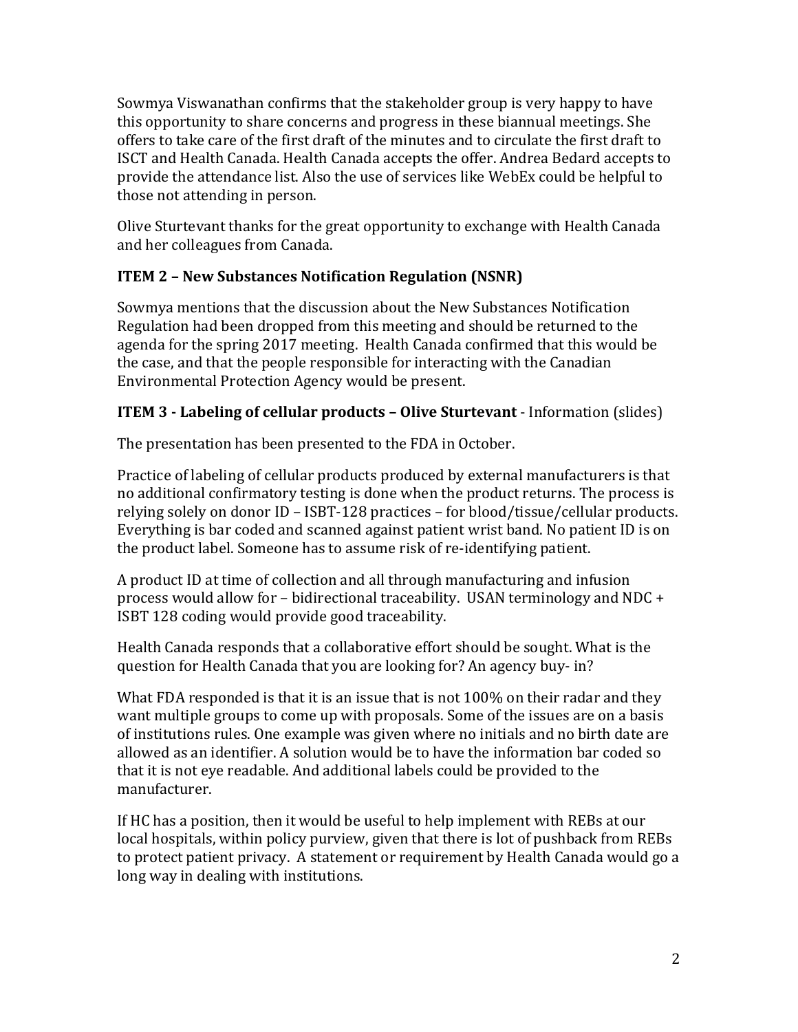Sowmya Viswanathan confirms that the stakeholder group is very happy to have this opportunity to share concerns and progress in these biannual meetings. She offers to take care of the first draft of the minutes and to circulate the first draft to ISCT and Health Canada. Health Canada accepts the offer. Andrea Bedard accepts to provide the attendance list. Also the use of services like WebEx could be helpful to those not attending in person.

Olive Sturtevant thanks for the great opportunity to exchange with Health Canada and her colleagues from Canada.

**ITEM 2 – New Substances Notification Regulation (NSNR)**

Sowmya mentions that the discussion about the New Substances Notification Regulation had been dropped from this meeting and should be returned to the agenda for the spring 2017 meeting. Health Canada confirmed that this would be the case, and that the people responsible for interacting with the Canadian Environmental Protection Agency would be present.

**ITEM 3 - Labeling of cellular products – Olive Sturtevant** - Information (slides)

The presentation has been presented to the FDA in October.

Practice of labeling of cellular products produced by external manufacturers is that no additional confirmatory testing is done when the product returns. The process is relying solely on donor ID – ISBT-128 practices – for blood/tissue/cellular products. Everything is bar coded and scanned against patient wrist band. No patient ID is on the product label. Someone has to assume risk of re-identifying patient.

A product ID at time of collection and all through manufacturing and infusion process would allow for – bidirectional traceability. USAN terminology and NDC + ISBT 128 coding would provide good traceability.

Health Canada responds that a collaborative effort should be sought. What is the question for Health Canada that you are looking for? An agency buy- in?

What FDA responded is that it is an issue that is not 100% on their radar and they want multiple groups to come up with proposals. Some of the issues are on a basis of institutions rules. One example was given where no initials and no birth date are allowed as an identifier. A solution would be to have the information bar coded so that it is not eye readable. And additional labels could be provided to the manufacturer.

If HC has a position, then it would be useful to help implement with REBs at our local hospitals, within policy purview, given that there is lot of pushback from REBs to protect patient privacy. A statement or requirement by Health Canada would go a long way in dealing with institutions.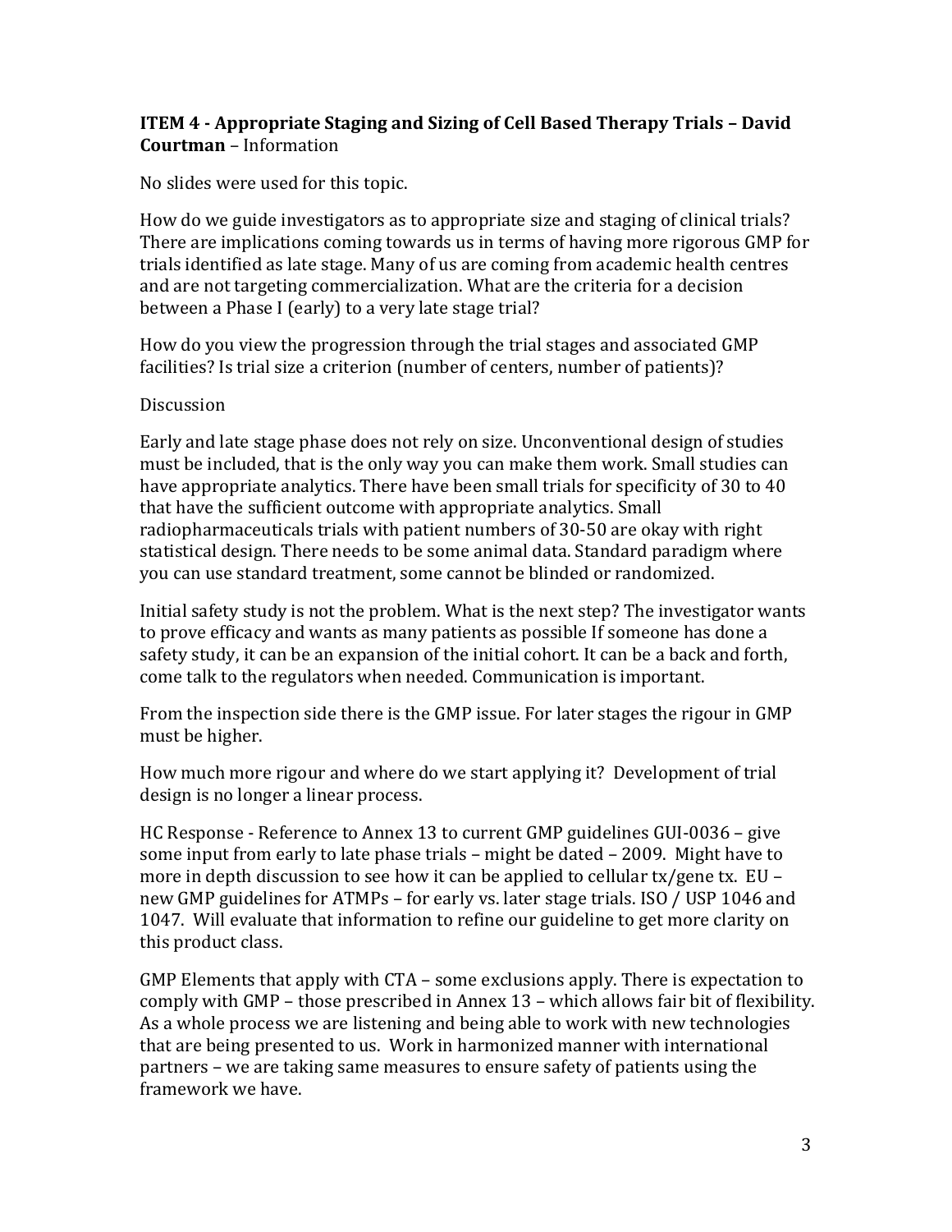**ITEM 4 - Appropriate Staging and Sizing of Cell Based Therapy Trials – David Courtman** – Information

No slides were used for this topic.

How do we guide investigators as to appropriate size and staging of clinical trials? There are implications coming towards us in terms of having more rigorous GMP for trials identified as late stage. Many of us are coming from academic health centres and are not targeting commercialization. What are the criteria for a decision between a Phase I (early) to a very late stage trial?

How do you view the progression through the trial stages and associated GMP facilities? Is trial size a criterion (number of centers, number of patients)?

Discussion

Early and late stage phase does not rely on size. Unconventional design of studies must be included, that is the only way you can make them work. Small studies can have appropriate analytics. There have been small trials for specificity of 30 to 40 that have the sufficient outcome with appropriate analytics. Small radiopharmaceuticals trials with patient numbers of 30-50 are okay with right statistical design. There needs to be some animal data. Standard paradigm where you can use standard treatment, some cannot be blinded or randomized.

Initial safety study is not the problem. What is the next step? The investigator wants to prove efficacy and wants as many patients as possible If someone has done a safety study, it can be an expansion of the initial cohort. It can be a back and forth, come talk to the regulators when needed. Communication is important.

From the inspection side there is the GMP issue. For later stages the rigour in GMP must be higher.

How much more rigour and where do we start applying it? Development of trial design is no longer a linear process.

HC Response - Reference to Annex 13 to current GMP guidelines GUI-0036 – give some input from early to late phase trials – might be dated – 2009. Might have to more in depth discussion to see how it can be applied to cellular tx/gene tx. EU – new GMP guidelines for ATMPs – for early vs. later stage trials. ISO / USP 1046 and 1047. Will evaluate that information to refine our guideline to get more clarity on this product class.

GMP Elements that apply with CTA – some exclusions apply. There is expectation to comply with GMP – those prescribed in Annex 13 – which allows fair bit of flexibility. As a whole process we are listening and being able to work with new technologies that are being presented to us. Work in harmonized manner with international partners – we are taking same measures to ensure safety of patients using the framework we have.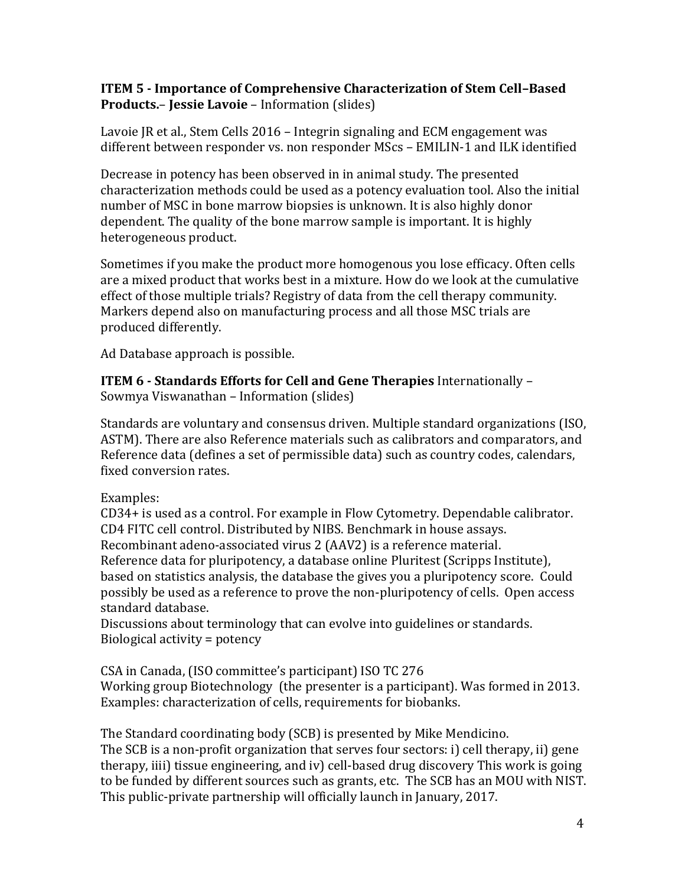**ITEM 5 - Importance of Comprehensive Characterization of Stem Cell–Based Products.– Jessie Lavoie** – Information (slides)

Lavoie JR et al., Stem Cells 2016 – Integrin signaling and ECM engagement was different between responder vs. non responder MScs – EMILIN-1 and ILK identified

Decrease in potency has been observed in in animal study. The presented characterization methods could be used as a potency evaluation tool. Also the initial number of MSC in bone marrow biopsies is unknown. It is also highly donor dependent. The quality of the bone marrow sample is important. It is highly heterogeneous product.

Sometimes if you make the product more homogenous you lose efficacy. Often cells are a mixed product that works best in a mixture. How do we look at the cumulative effect of those multiple trials? Registry of data from the cell therapy community. Markers depend also on manufacturing process and all those MSC trials are produced differently.

Ad Database approach is possible.

**ITEM 6 - Standards Efforts for Cell and Gene Therapies** Internationally – Sowmya Viswanathan – Information (slides)

Standards are voluntary and consensus driven. Multiple standard organizations (ISO, ASTM). There are also Reference materials such as calibrators and comparators, and Reference data (defines a set of permissible data) such as country codes, calendars, fixed conversion rates.

Examples:
CD34+ is used as a control. For example in Flow Cytometry. Dependable calibrator.
CD4 FITC cell control. Distributed by NIBS. Benchmark in house assays.
Recombinant adeno-associated virus 2 (AAV2) is a reference material.
Reference data for pluripotency, a database online Pluritest (Scripps Institute), based on statistics analysis, the database the gives you a pluripotency score. Could possibly be used as a reference to prove the non-pluripotency of cells. Open access standard database.
Discussions about terminology that can evolve into guidelines or standards.
Biological activity = potency

CSA in Canada, (ISO committee's participant) ISO TC 276
Working group Biotechnology (the presenter is a participant). Was formed in 2013.
Examples: characterization of cells, requirements for biobanks.

The Standard coordinating body (SCB) is presented by Mike Mendicino.
The SCB is a non-profit organization that serves four sectors: i) cell therapy, ii) gene therapy, iiii) tissue engineering, and iv) cell-based drug discovery This work is going to be funded by different sources such as grants, etc. The SCB has an MOU with NIST. This public-private partnership will officially launch in January, 2017.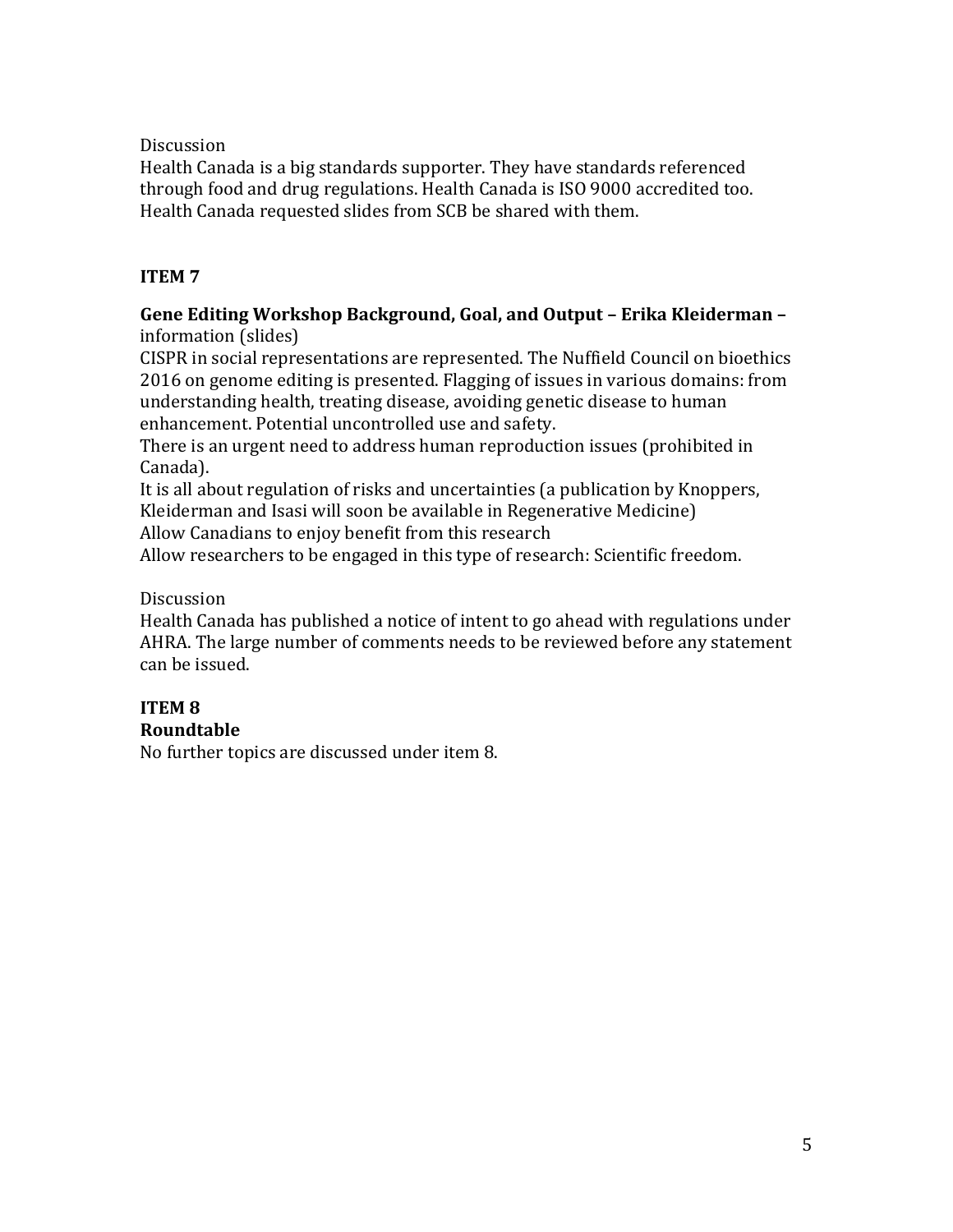Discussion
Health Canada is a big standards supporter. They have standards referenced through food and drug regulations. Health Canada is ISO 9000 accredited too. Health Canada requested slides from SCB be shared with them.

**ITEM 7**

**Gene Editing Workshop Background, Goal, and Output – Erika Kleiderman –** information (slides)
CISPR in social representations are represented. The Nuffield Council on bioethics 2016 on genome editing is presented. Flagging of issues in various domains: from understanding health, treating disease, avoiding genetic disease to human enhancement. Potential uncontrolled use and safety.
There is an urgent need to address human reproduction issues (prohibited in Canada).
It is all about regulation of risks and uncertainties (a publication by Knoppers, Kleiderman and Isasi will soon be available in Regenerative Medicine)
Allow Canadians to enjoy benefit from this research
Allow researchers to be engaged in this type of research: Scientific freedom.

Discussion
Health Canada has published a notice of intent to go ahead with regulations under AHRA. The large number of comments needs to be reviewed before any statement can be issued.

**ITEM 8**
**Roundtable**
No further topics are discussed under item 8.